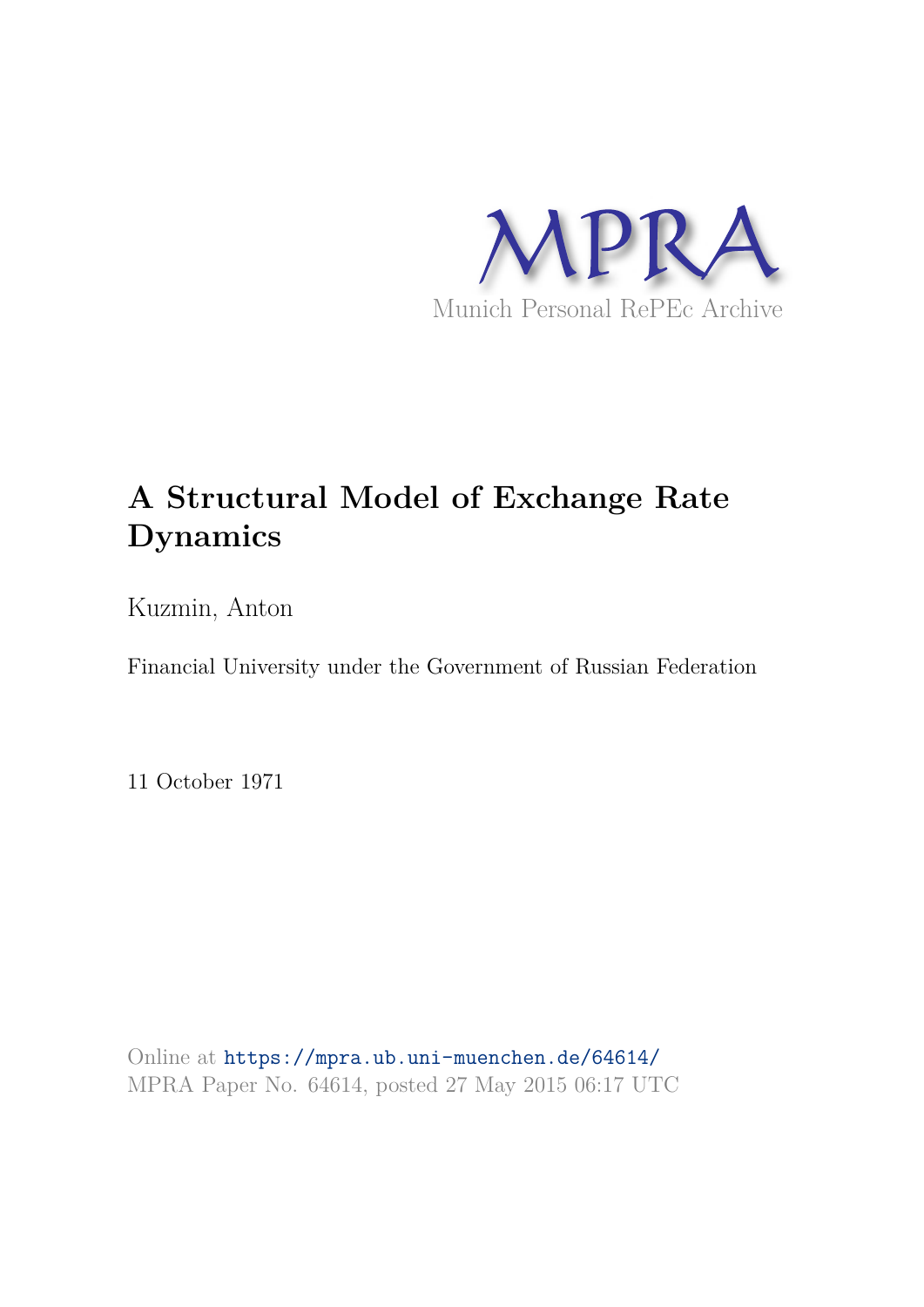MPRA

Munich Personal RePEc Archive

# A Structural Model of Exchange Rate Dynamics

Kuzmin, Anton

Financial University under the Government of Russian Federation

11 October 1971

Online at https://mpra.ub.uni-muenchen.de/64614/
MPRA Paper No. 64614, posted 27 May 2015 06:17 UTC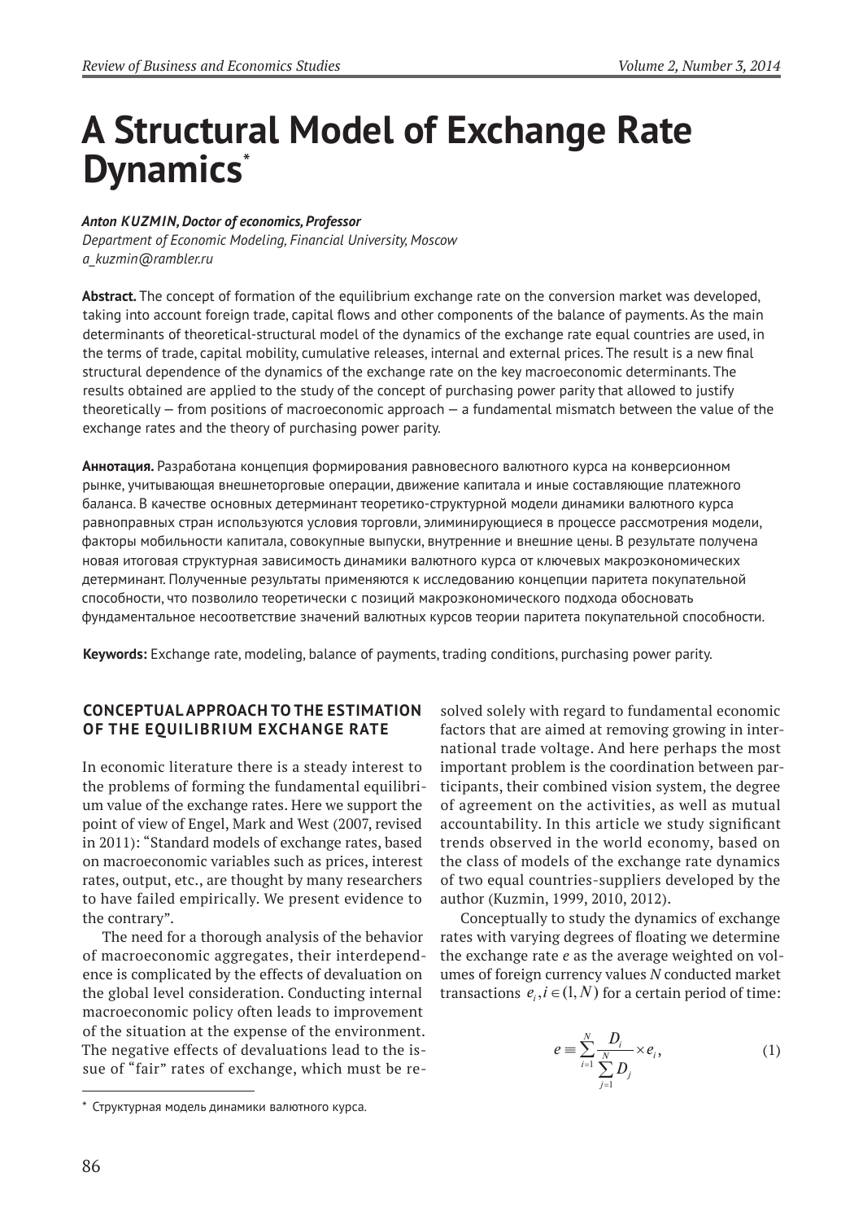# A Structural Model of Exchange Rate Dynamics*

***Anton KUZMIN, Doctor of economics, Professor***
*Department of Economic Modeling, Financial University, Moscow*
*a_kuzmin@rambler.ru*

**Abstract.** The concept of formation of the equilibrium exchange rate on the conversion market was developed, taking into account foreign trade, capital flows and other components of the balance of payments. As the main determinants of theoretical-structural model of the dynamics of the exchange rate equal countries are used, in the terms of trade, capital mobility, cumulative releases, internal and external prices. The result is a new final structural dependence of the dynamics of the exchange rate on the key macroeconomic determinants. The results obtained are applied to the study of the concept of purchasing power parity that allowed to justify theoretically — from positions of macroeconomic approach — a fundamental mismatch between the value of the exchange rates and the theory of purchasing power parity.

**Аннотация.** Разработана концепция формирования равновесного валютного курса на конверсионном рынке, учитывающая внешнеторговые операции, движение капитала и иные составляющие платежного баланса. В качестве основных детерминант теоретико-структурной модели динамики валютного курса равноправных стран используются условия торговли, элиминирующиеся в процессе рассмотрения модели, факторы мобильности капитала, совокупные выпуски, внутренние и внешние цены. В результате получена новая итоговая структурная зависимость динамики валютного курса от ключевых макроэкономических детерминант. Полученные результаты применяются к исследованию концепции паритета покупательной способности, что позволило теоретически с позиций макроэкономического подхода обосновать фундаментальное несоответствие значений валютных курсов теории паритета покупательной способности.

**Keywords:** Exchange rate, modeling, balance of payments, trading conditions, purchasing power parity.

## CONCEPTUAL APPROACH TO THE ESTIMATION OF THE EQUILIBRIUM EXCHANGE RATE

In economic literature there is a steady interest to the problems of forming the fundamental equilibrium value of the exchange rates. Here we support the point of view of Engel, Mark and West (2007, revised in 2011): "Standard models of exchange rates, based on macroeconomic variables such as prices, interest rates, output, etc., are thought by many researchers to have failed empirically. We present evidence to the contrary".

The need for a thorough analysis of the behavior of macroeconomic aggregates, their interdependence is complicated by the effects of devaluation on the global level consideration. Conducting internal macroeconomic policy often leads to improvement of the situation at the expense of the environment. The negative effects of devaluations lead to the issue of "fair" rates of exchange, which must be resolved solely with regard to fundamental economic factors that are aimed at removing growing in international trade voltage. And here perhaps the most important problem is the coordination between participants, their combined vision system, the degree of agreement on the activities, as well as mutual accountability. In this article we study significant trends observed in the world economy, based on the class of models of the exchange rate dynamics of two equal countries-suppliers developed by the author (Kuzmin, 1999, 2010, 2012).

Conceptually to study the dynamics of exchange rates with varying degrees of floating we determine the exchange rate $e$ as the average weighted on volumes of foreign currency values $N$ conducted market transactions $e_i, i \in (1, N)$ for a certain period of time:

$$e \equiv \sum_{i=1}^{N} \frac{D_i}{\sum_{j=1}^{N} D_j} \times e_i, \tag{1}$$

* Структурная модель динамики валютного курса.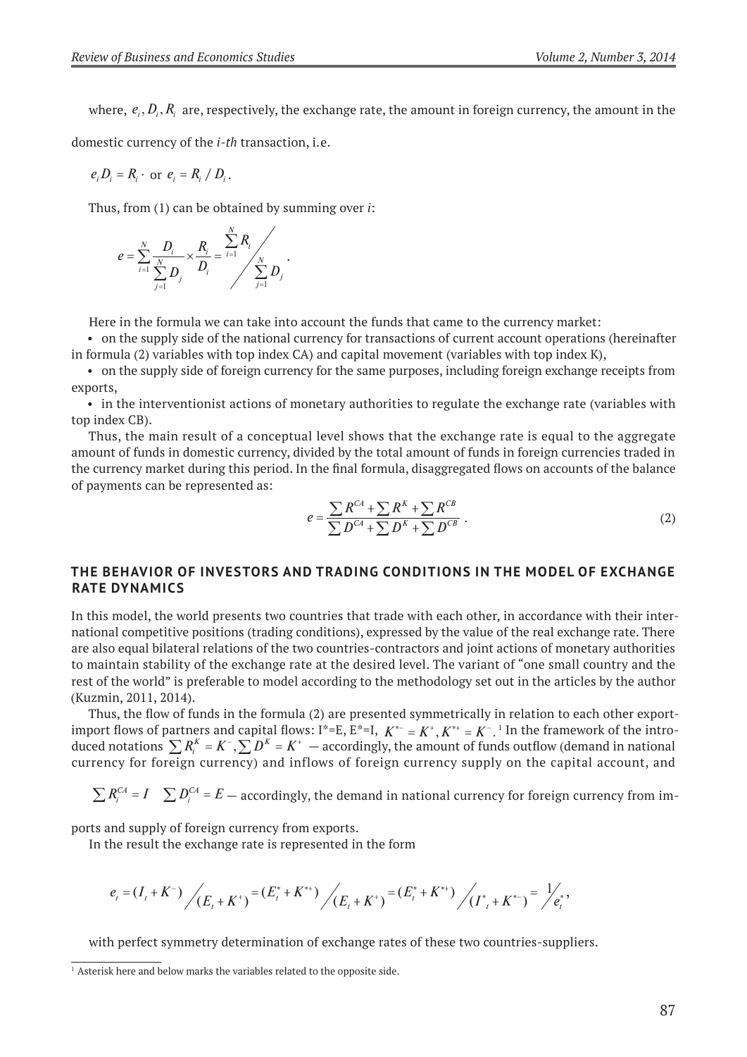where, $e_i, D_i, R_i$ are, respectively, the exchange rate, the amount in foreign currency, the amount in the domestic currency of the *i-th* transaction, i.e.

$e_i D_i = R_i \cdot$ or $e_i = R_i / D_i$.

Thus, from (1) can be obtained by summing over *i*:

$$e = \sum_{i=1}^{N} \frac{D_i}{\sum_{j=1}^{N} D_j} \times \frac{R_i}{D_i} = \sum_{i=1}^{N} R_i \bigg/ \sum_{j=1}^{N} D_j .$$

Here in the formula we can take into account the funds that came to the currency market:

- on the supply side of the national currency for transactions of current account operations (hereinafter in formula (2) variables with top index CA) and capital movement (variables with top index K),
- on the supply side of foreign currency for the same purposes, including foreign exchange receipts from exports,
- in the interventionist actions of monetary authorities to regulate the exchange rate (variables with top index CB).

Thus, the main result of a conceptual level shows that the exchange rate is equal to the aggregate amount of funds in domestic currency, divided by the total amount of funds in foreign currencies traded in the currency market during this period. In the final formula, disaggregated flows on accounts of the balance of payments can be represented as:

$$e = \frac{\sum R^{CA} + \sum R^{K} + \sum R^{CB}}{\sum D^{CA} + \sum D^{K} + \sum D^{CB}} . \tag{2}$$

## THE BEHAVIOR OF INVESTORS AND TRADING CONDITIONS IN THE MODEL OF EXCHANGE RATE DYNAMICS

In this model, the world presents two countries that trade with each other, in accordance with their international competitive positions (trading conditions), expressed by the value of the real exchange rate. There are also equal bilateral relations of the two countries-contractors and joint actions of monetary authorities to maintain stability of the exchange rate at the desired level. The variant of "one small country and the rest of the world" is preferable to model according to the methodology set out in the articles by the author (Kuzmin, 2011, 2014).

Thus, the flow of funds in the formula (2) are presented symmetrically in relation to each other export-import flows of partners and capital flows: $I^*=E$, $E^*=I$, $K^{*-} = K^{+}, K^{*+} = K^{-}$.[1] In the framework of the introduced notations $\sum R_i^K = K^-, \sum D^K = K^+$ — accordingly, the amount of funds outflow (demand in national currency for foreign currency) and inflows of foreign currency supply on the capital account, and

$\sum R_i^{CA} = I \quad \sum D_i^{CA} = E$ — accordingly, the demand in national currency for foreign currency from imports and supply of foreign currency from exports.

In the result the exchange rate is represented in the form

$$e_t = (I_t + K^-) \Big/ (E_t + K^+) = (E_t^* + K^{*+}) \Big/ (E_t + K^+) = (E_t^* + K^{*+}) \Big/ (I^*_t + K^{*-}) = 1 \Big/ e_t^* ,$$

with perfect symmetry determination of exchange rates of these two countries-suppliers.

---

[1] Asterisk here and below marks the variables related to the opposite side.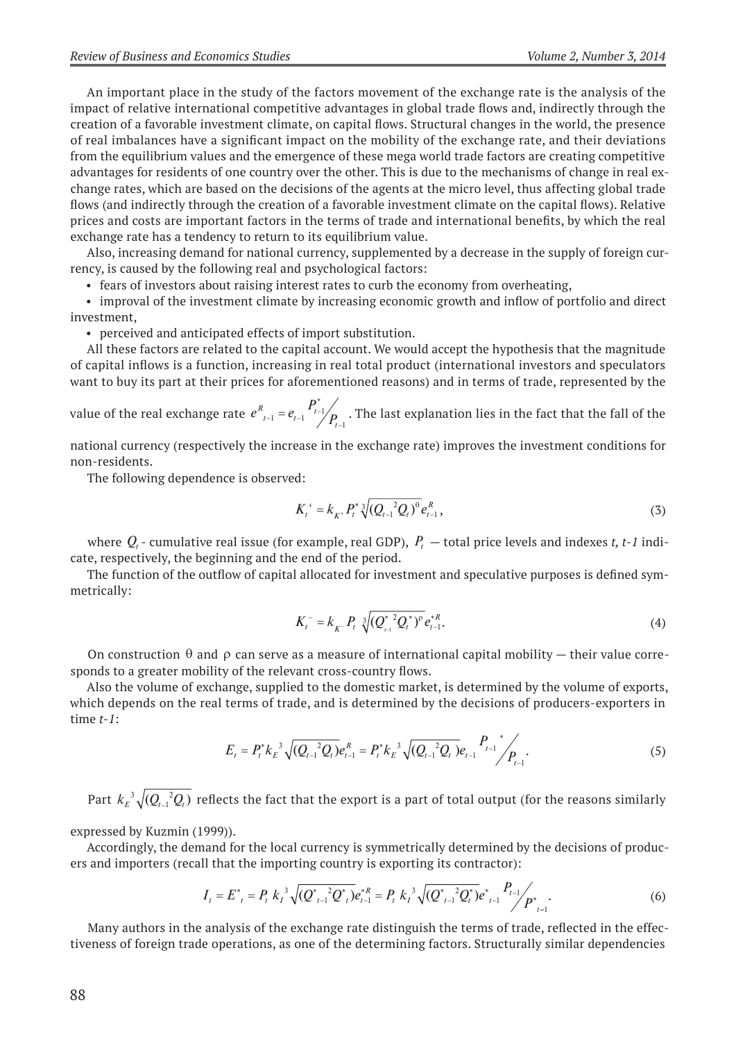An important place in the study of the factors movement of the exchange rate is the analysis of the impact of relative international competitive advantages in global trade flows and, indirectly through the creation of a favorable investment climate, on capital flows. Structural changes in the world, the presence of real imbalances have a significant impact on the mobility of the exchange rate, and their deviations from the equilibrium values and the emergence of these mega world trade factors are creating competitive advantages for residents of one country over the other. This is due to the mechanisms of change in real exchange rates, which are based on the decisions of the agents at the micro level, thus affecting global trade flows (and indirectly through the creation of a favorable investment climate on the capital flows). Relative prices and costs are important factors in the terms of trade and international benefits, by which the real exchange rate has a tendency to return to its equilibrium value.

Also, increasing demand for national currency, supplemented by a decrease in the supply of foreign currency, is caused by the following real and psychological factors:

- fears of investors about raising interest rates to curb the economy from overheating,
- improval of the investment climate by increasing economic growth and inflow of portfolio and direct investment,
- perceived and anticipated effects of import substitution.

All these factors are related to the capital account. We would accept the hypothesis that the magnitude of capital inflows is a function, increasing in real total product (international investors and speculators want to buy its part at their prices for aforementioned reasons) and in terms of trade, represented by the value of the real exchange rate $e^R_{t-1} = e_{t-1} P^*_{t-1} / P_{t-1}$. The last explanation lies in the fact that the fall of the national currency (respectively the increase in the exchange rate) improves the investment conditions for non-residents.

The following dependence is observed:

$$K_t^+ = k_{K^+} P_t^* \sqrt[3]{(Q_{t-1}{}^2 Q_t)^\theta} e^R_{t-1}, \tag{3}$$

where $Q_t$ - cumulative real issue (for example, real GDP), $P_t$ — total price levels and indexes *t, t-1* indicate, respectively, the beginning and the end of the period.

The function of the outflow of capital allocated for investment and speculative purposes is defined symmetrically:

$$K_t^- = k_{K^-} P_t \sqrt[3]{(Q^*_{t-1}{}^2 Q^*_t)^\rho} e^{*R}_{t-1}. \tag{4}$$

On construction $\theta$ and $\rho$ can serve as a measure of international capital mobility — their value corresponds to a greater mobility of the relevant cross-country flows.

Also the volume of exchange, supplied to the domestic market, is determined by the volume of exports, which depends on the real terms of trade, and is determined by the decisions of producers-exporters in time *t-1*:

$$E_t = P_t^* k_E{}^3\sqrt{(Q_{t-1}{}^2 Q_t)} e^R_{t-1} = P_t^* k_E{}^3\sqrt{(Q_{t-1}{}^2 Q_t)} e_{t-1} P_{t-1}{}^* / P_{t-1}. \tag{5}$$

Part $k_E{}^3\sqrt{(Q_{t-1}{}^2 Q_t)}$ reflects the fact that the export is a part of total output (for the reasons similarly expressed by Kuzmin (1999)).

Accordingly, the demand for the local currency is symmetrically determined by the decisions of producers and importers (recall that the importing country is exporting its contractor):

$$I_t = E^*_t = P_t\, k_I{}^3\sqrt{(Q^*_{t-1}{}^2 Q^*_t)} e^{*R}_{t-1} = P_t\, k_I{}^3\sqrt{(Q^*_{t-1}{}^2 Q^*_t)} e^*_{t-1} P_{t-1} / P^*_{t-1}. \tag{6}$$

Many authors in the analysis of the exchange rate distinguish the terms of trade, reflected in the effectiveness of foreign trade operations, as one of the determining factors. Structurally similar dependencies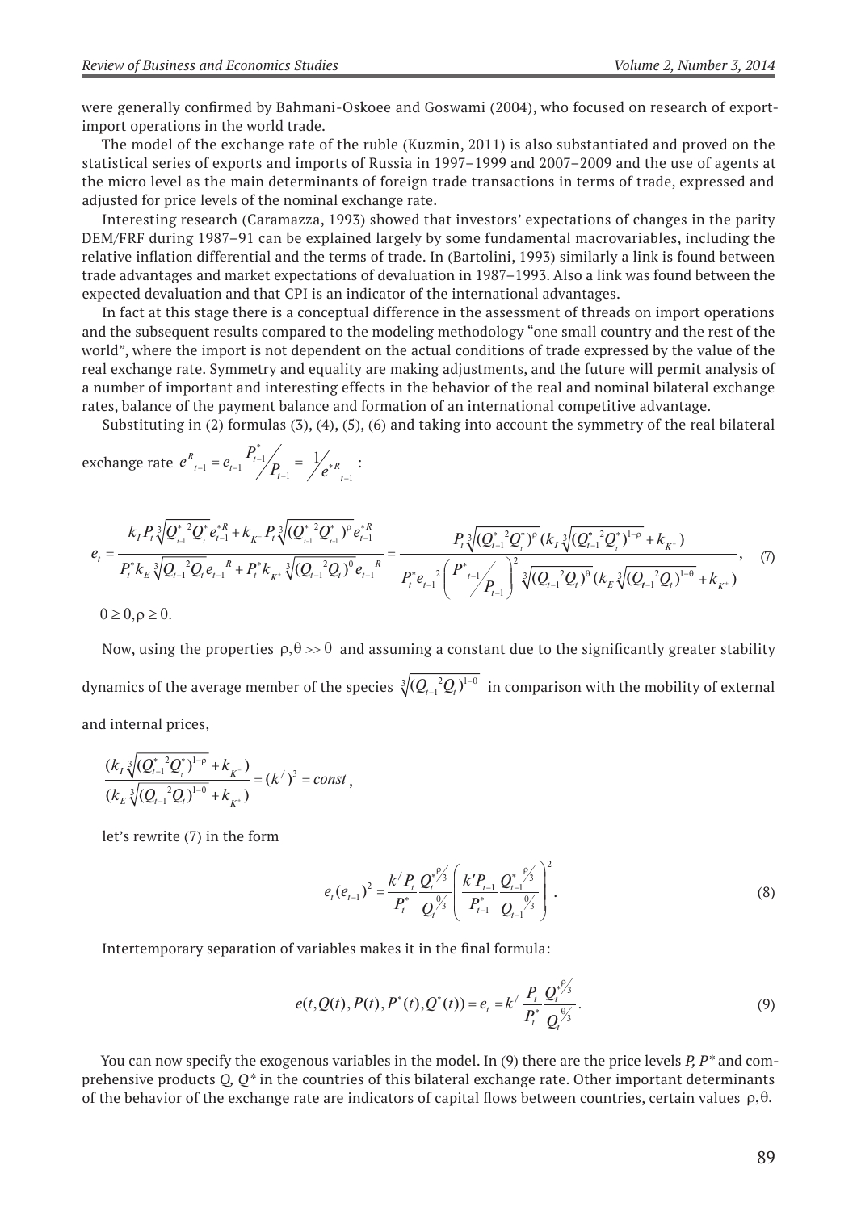were generally confirmed by Bahmani-Oskoee and Goswami (2004), who focused on research of export-import operations in the world trade.

The model of the exchange rate of the ruble (Kuzmin, 2011) is also substantiated and proved on the statistical series of exports and imports of Russia in 1997–1999 and 2007–2009 and the use of agents at the micro level as the main determinants of foreign trade transactions in terms of trade, expressed and adjusted for price levels of the nominal exchange rate.

Interesting research (Caramazza, 1993) showed that investors' expectations of changes in the parity DEM/FRF during 1987–91 can be explained largely by some fundamental macrovariables, including the relative inflation differential and the terms of trade. In (Bartolini, 1993) similarly a link is found between trade advantages and market expectations of devaluation in 1987–1993. Also a link was found between the expected devaluation and that CPI is an indicator of the international advantages.

In fact at this stage there is a conceptual difference in the assessment of threads on import operations and the subsequent results compared to the modeling methodology "one small country and the rest of the world", where the import is not dependent on the actual conditions of trade expressed by the value of the real exchange rate. Symmetry and equality are making adjustments, and the future will permit analysis of a number of important and interesting effects in the behavior of the real and nominal bilateral exchange rates, balance of the payment balance and formation of an international competitive advantage.

Substituting in (2) formulas (3), (4), (5), (6) and taking into account the symmetry of the real bilateral exchange rate $e^R{}_{t-1} = e_{t-1} \, {P^*_{t-1}}/{P_{t-1}} = 1/{e^{*R}{}_{t-1}}$ :

$$e_t = \frac{k_I P_t \sqrt[3]{Q^*_{t-1}{}^2 Q^*_t}\, e^{*R}_{t-1} + k_{K^-} P_t \sqrt[3]{(Q^*_{t-1}{}^2 Q^*_{t-1})^{\rho}}\, e^{*R}_{t-1}}{P^*_t k_E \sqrt[3]{Q_{t-1}{}^2 Q_t}\, e_{t-1}{}^R + P^*_t k_{K^+} \sqrt[3]{(Q_{t-1}{}^2 Q_t)^{\theta}}\, e_{t-1}{}^R} = \frac{P_t \sqrt[3]{(Q^*_{t-1}{}^2 Q^*_t)^{\rho}}\,(k_I \sqrt[3]{(Q^*_{t-1}{}^2 Q^*_t)^{1-\rho}} + k_{K^-})}{P^*_t e_{t-1}{}^2 \left( {P^*_{t-1}}/{P_{t-1}} \right)^2 \sqrt[3]{(Q_{t-1}{}^2 Q_t)^{\theta}}\,(k_E \sqrt[3]{(Q_{t-1}{}^2 Q_t)^{1-\theta}} + k_{K^+})}, \quad (7)$$

$\theta \geq 0, \rho \geq 0.$

Now, using the properties $\rho, \theta >> 0$ and assuming a constant due to the significantly greater stability dynamics of the average member of the species $\sqrt[3]{(Q_{t-1}{}^2 Q_t)^{1-\theta}}$ in comparison with the mobility of external and internal prices,

$$\frac{(k_I \sqrt[3]{(Q^*_{t-1}{}^2 Q^*_t)^{1-\rho}} + k_{K^-})}{(k_E \sqrt[3]{(Q_{t-1}{}^2 Q_t)^{1-\theta}} + k_{K^+})} = (k^{/})^3 = const\,,$$

let's rewrite (7) in the form

$$e_t (e_{t-1})^2 = \frac{k^{/} P_t}{P^*_t} \frac{Q^{*\,\rho/3}_t}{Q_t^{\,\theta/3}} \left( \frac{k' P_{t-1}}{P^*_{t-1}} \frac{Q^{*\,\rho/3}_{t-1}}{Q_{t-1}^{\,\theta/3}} \right)^2. \quad (8)$$

Intertemporary separation of variables makes it in the final formula:

$$e(t, Q(t), P(t), P^*(t), Q^*(t)) = e_t = k^{/} \frac{P_t}{P^*_t} \frac{Q^{*\,\rho/3}_t}{Q_t^{\,\theta/3}}. \quad (9)$$

You can now specify the exogenous variables in the model. In (9) there are the price levels *P, P\** and comprehensive products *Q, Q\** in the countries of this bilateral exchange rate. Other important determinants of the behavior of the exchange rate are indicators of capital flows between countries, certain values $\rho, \theta$.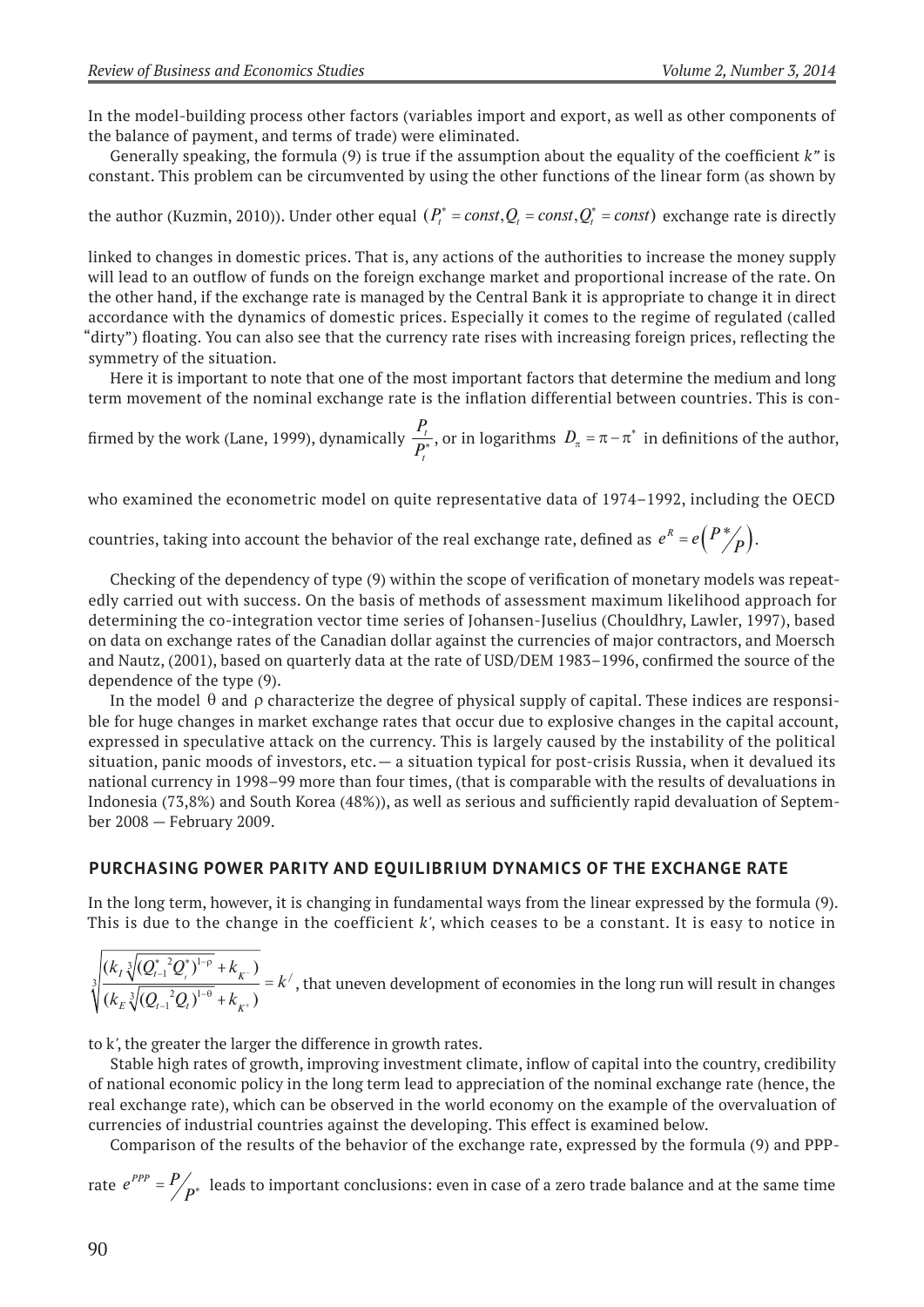In the model-building process other factors (variables import and export, as well as other components of the balance of payment, and terms of trade) were eliminated.

Generally speaking, the formula (9) is true if the assumption about the equality of the coefficient *k"* is constant. This problem can be circumvented by using the other functions of the linear form (as shown by the author (Kuzmin, 2010)). Under other equal $(P_t^* = const, Q_t = const, Q_t^* = const)$ exchange rate is directly linked to changes in domestic prices. That is, any actions of the authorities to increase the money supply will lead to an outflow of funds on the foreign exchange market and proportional increase of the rate. On the other hand, if the exchange rate is managed by the Central Bank it is appropriate to change it in direct accordance with the dynamics of domestic prices. Especially it comes to the regime of regulated (called "dirty") floating. You can also see that the currency rate rises with increasing foreign prices, reflecting the symmetry of the situation.

Here it is important to note that one of the most important factors that determine the medium and long term movement of the nominal exchange rate is the inflation differential between countries. This is confirmed by the work (Lane, 1999), dynamically $\frac{P_t}{P_t^*}$, or in logarithms $D_\pi = \pi - \pi^*$ in definitions of the author, who examined the econometric model on quite representative data of 1974–1992, including the OECD countries, taking into account the behavior of the real exchange rate, defined as $e^R = e\left(P^*/_P\right)$.

Checking of the dependency of type (9) within the scope of verification of monetary models was repeatedly carried out with success. On the basis of methods of assessment maximum likelihood approach for determining the co-integration vector time series of Johansen-Juselius (Chouldhry, Lawler, 1997), based on data on exchange rates of the Canadian dollar against the currencies of major contractors, and Moersch and Nautz, (2001), based on quarterly data at the rate of USD/DEM 1983–1996, confirmed the source of the dependence of the type (9).

In the model θ and ρ characterize the degree of physical supply of capital. These indices are responsible for huge changes in market exchange rates that occur due to explosive changes in the capital account, expressed in speculative attack on the currency. This is largely caused by the instability of the political situation, panic moods of investors, etc.— a situation typical for post-crisis Russia, when it devalued its national currency in 1998–99 more than four times, (that is comparable with the results of devaluations in Indonesia (73,8%) and South Korea (48%)), as well as serious and sufficiently rapid devaluation of September 2008 — February 2009.

## PURCHASING POWER PARITY AND EQUILIBRIUM DYNAMICS OF THE EXCHANGE RATE

In the long term, however, it is changing in fundamental ways from the linear expressed by the formula (9). This is due to the change in the coefficient *k'*, which ceases to be a constant. It is easy to notice in $\sqrt[3]{\frac{(k_I\sqrt[3]{(Q_{t-1}^{*\,2}Q_t^*)^{1-\rho}} + k_{K^-})}{(k_E\sqrt[3]{(Q_{t-1}^{\,2}Q_t)^{1-\theta}} + k_{K^+})}} = k^{/}$, that uneven development of economies in the long run will result in changes to k', the greater the larger the difference in growth rates.

Stable high rates of growth, improving investment climate, inflow of capital into the country, credibility of national economic policy in the long term lead to appreciation of the nominal exchange rate (hence, the real exchange rate), which can be observed in the world economy on the example of the overvaluation of currencies of industrial countries against the developing. This effect is examined below.

Comparison of the results of the behavior of the exchange rate, expressed by the formula (9) and PPP-rate $e^{PPP} = P/_{P^*}$ leads to important conclusions: even in case of a zero trade balance and at the same time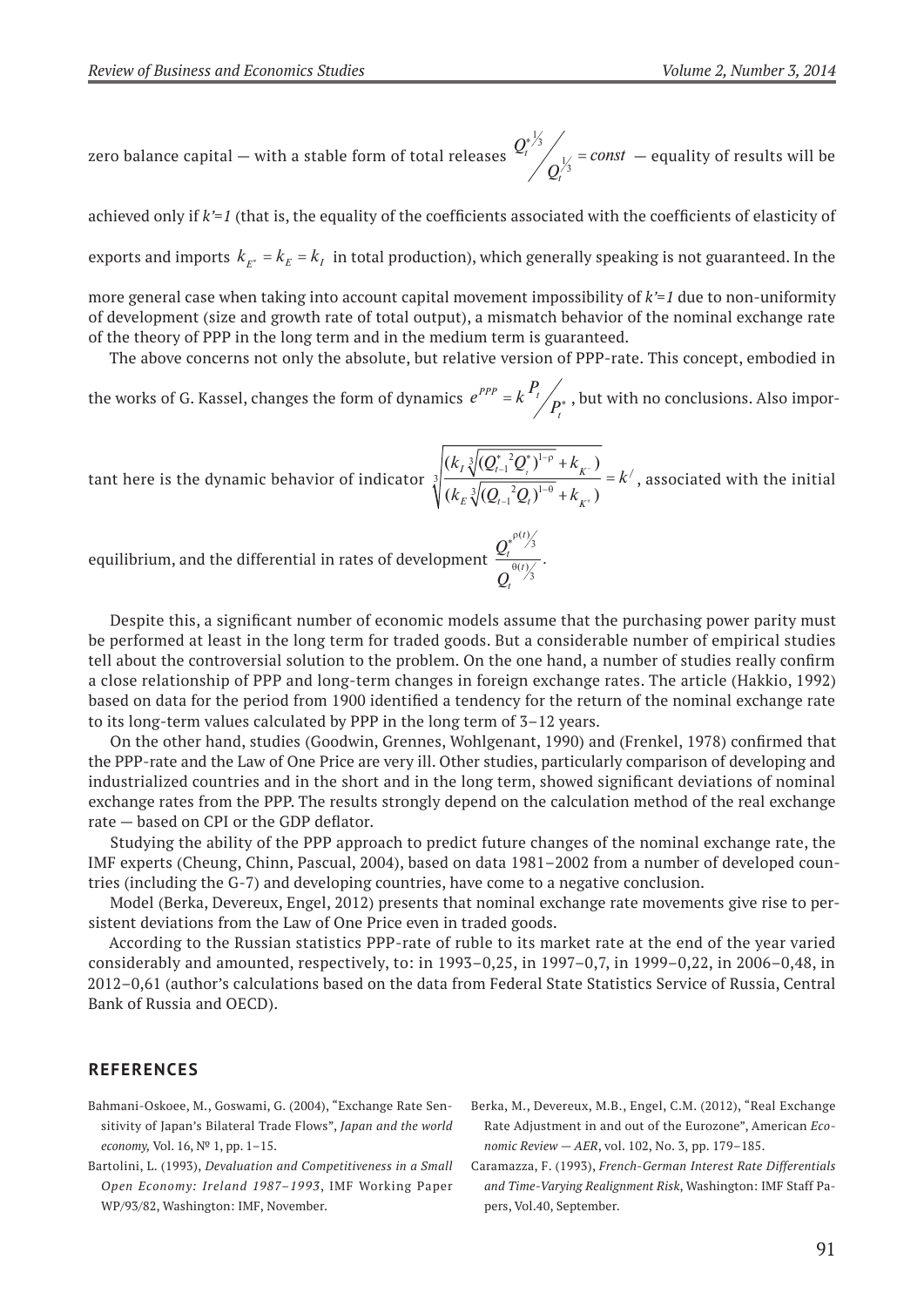zero balance capital — with a stable form of total releases ${Q_t^*}^{1/3} \big/ Q_t^{1/3} = const$ — equality of results will be achieved only if *k'=1* (that is, the equality of the coefficients associated with the coefficients of elasticity of exports and imports $k_{E^*} = k_E = k_I$ in total production), which generally speaking is not guaranteed. In the more general case when taking into account capital movement impossibility of *k'=1* due to non-uniformity of development (size and growth rate of total output), a mismatch behavior of the nominal exchange rate of the theory of PPP in the long term and in the medium term is guaranteed.

The above concerns not only the absolute, but relative version of PPP-rate. This concept, embodied in the works of G. Kassel, changes the form of dynamics $e^{PPP} = k \, P_t \big/ P_t^*$, but with no conclusions. Also important here is the dynamic behavior of indicator $\sqrt[3]{\dfrac{(k_I \sqrt[3]{({Q_{t-1}^*}^2 Q_t^*)^{1-\rho}} + k_{K^-})}{(k_E \sqrt[3]{(Q_{t-1}^2 Q_t)^{1-\theta}} + k_{K^+})}} = k'$, associated with the initial equilibrium, and the differential in rates of development $\dfrac{{Q_t^*}^{\rho(t)/3}}{Q_t^{\theta(t)/3}}$.

Despite this, a significant number of economic models assume that the purchasing power parity must be performed at least in the long term for traded goods. But a considerable number of empirical studies tell about the controversial solution to the problem. On the one hand, a number of studies really confirm a close relationship of PPP and long-term changes in foreign exchange rates. The article (Hakkio, 1992) based on data for the period from 1900 identified a tendency for the return of the nominal exchange rate to its long-term values calculated by PPP in the long term of 3–12 years.

On the other hand, studies (Goodwin, Grennes, Wohlgenant, 1990) and (Frenkel, 1978) confirmed that the PPP-rate and the Law of One Price are very ill. Other studies, particularly comparison of developing and industrialized countries and in the short and in the long term, showed significant deviations of nominal exchange rates from the PPP. The results strongly depend on the calculation method of the real exchange rate — based on CPI or the GDP deflator.

Studying the ability of the PPP approach to predict future changes of the nominal exchange rate, the IMF experts (Cheung, Chinn, Pascual, 2004), based on data 1981–2002 from a number of developed countries (including the G-7) and developing countries, have come to a negative conclusion.

Model (Berka, Devereux, Engel, 2012) presents that nominal exchange rate movements give rise to persistent deviations from the Law of One Price even in traded goods.

According to the Russian statistics PPP-rate of ruble to its market rate at the end of the year varied considerably and amounted, respectively, to: in 1993–0,25, in 1997–0,7, in 1999–0,22, in 2006–0,48, in 2012–0,61 (author's calculations based on the data from Federal State Statistics Service of Russia, Central Bank of Russia and OECD).

## REFERENCES

Bahmani-Oskoee, M., Goswami, G. (2004), "Exchange Rate Sensitivity of Japan's Bilateral Trade Flows", *Japan and the world economy,* Vol. 16, № 1, pp. 1–15.

Bartolini, L. (1993), *Devaluation and Competitiveness in a Small Open Economy: Ireland 1987–1993*, IMF Working Paper WP/93/82, Washington: IMF, November.

Berka, M., Devereux, M.B., Engel, C.M. (2012), "Real Exchange Rate Adjustment in and out of the Eurozone", American *Economic Review — AER*, vol. 102, No. 3, pp. 179–185.

Caramazza, F. (1993), *French-German Interest Rate Differentials and Time-Varying Realignment Risk*, Washington: IMF Staff Papers, Vol.40, September.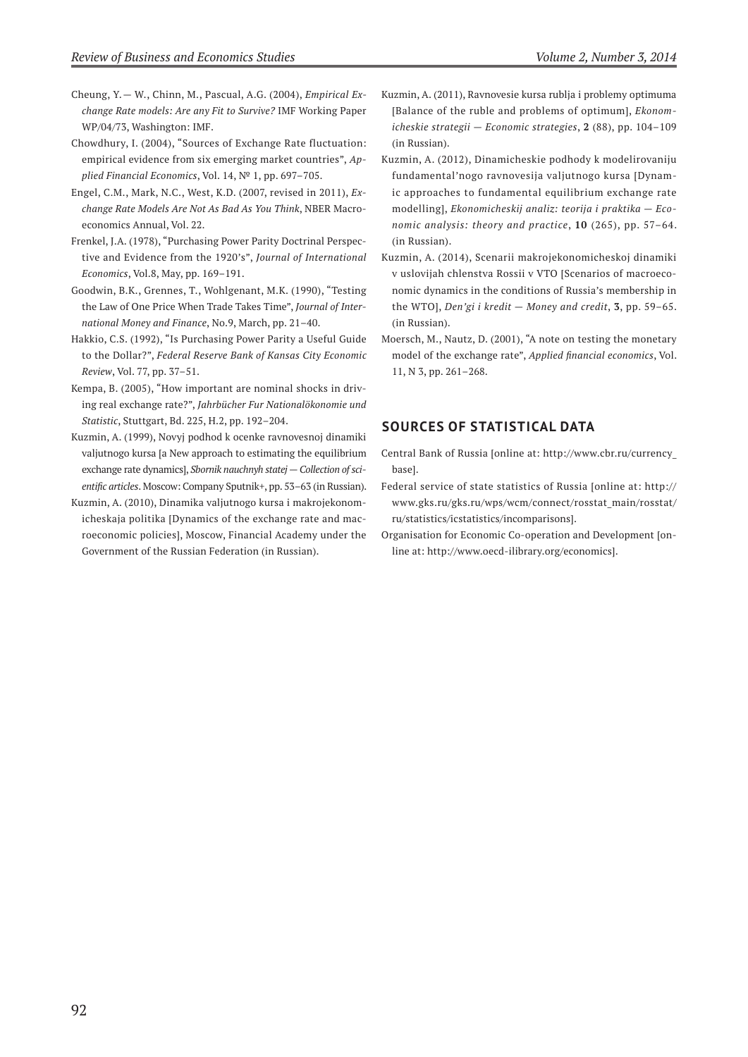Cheung, Y.— W., Chinn, M., Pascual, A.G. (2004), *Empirical Exchange Rate models: Are any Fit to Survive?* IMF Working Paper WP/04/73, Washington: IMF.

Chowdhury, I. (2004), "Sources of Exchange Rate fluctuation: empirical evidence from six emerging market countries", *Applied Financial Economics*, Vol. 14, № 1, pp. 697–705.

Engel, C.M., Mark, N.C., West, K.D. (2007, revised in 2011), *Exchange Rate Models Are Not As Bad As You Think*, NBER Macroeconomics Annual, Vol. 22.

Frenkel, J.A. (1978), "Purchasing Power Parity Doctrinal Perspective and Evidence from the 1920's", *Journal of International Economics*, Vol.8, May, pp. 169–191.

Goodwin, B.K., Grennes, T., Wohlgenant, M.K. (1990), "Testing the Law of One Price When Trade Takes Time", *Journal of International Money and Finance*, No.9, March, pp. 21–40.

Hakkio, C.S. (1992), "Is Purchasing Power Parity a Useful Guide to the Dollar?", *Federal Reserve Bank of Kansas City Economic Review*, Vol. 77, pp. 37–51.

Kempa, B. (2005), "How important are nominal shocks in driving real exchange rate?", *Jahrbücher Fur Nationalökonomie und Statistic*, Stuttgart, Bd. 225, H.2, pp. 192–204.

Kuzmin, A. (1999), Novyj podhod k ocenke ravnovesnoj dinamiki valjutnogo kursa [a New approach to estimating the equilibrium exchange rate dynamics], *Sbornik nauchnyh statej — Collection of scientific articles*. Moscow: Company Sputnik+, pp. 53–63 (in Russian).

Kuzmin, A. (2010), Dinamika valjutnogo kursa i makrojekonomicheskaja politika [Dynamics of the exchange rate and macroeconomic policies], Moscow, Financial Academy under the Government of the Russian Federation (in Russian).

Kuzmin, A. (2011), Ravnovesie kursa rublja i problemy optimuma [Balance of the ruble and problems of optimum], *Ekonomicheskie strategii — Economic strategies*, **2** (88), pp. 104–109 (in Russian).

Kuzmin, A. (2012), Dinamicheskie podhody k modelirovaniju fundamental'nogo ravnovesija valjutnogo kursa [Dynamic approaches to fundamental equilibrium exchange rate modelling], *Ekonomicheskij analiz: teorija i praktika — Economic analysis: theory and practice*, **10** (265), pp. 57–64. (in Russian).

Kuzmin, A. (2014), Scenarii makrojekonomicheskoj dinamiki v uslovijah chlenstva Rossii v VTO [Scenarios of macroeconomic dynamics in the conditions of Russia's membership in the WTO], *Den'gi i kredit — Money and credit*, **3**, pp. 59–65. (in Russian).

Moersch, M., Nautz, D. (2001), "A note on testing the monetary model of the exchange rate", *Applied financial economics*, Vol. 11, N 3, pp. 261–268.

## SOURCES OF STATISTICAL DATA

Central Bank of Russia [online at: http://www.cbr.ru/currency_base].

Federal service of state statistics of Russia [online at: http://www.gks.ru/gks.ru/wps/wcm/connect/rosstat_main/rosstat/ru/statistics/icstatistics/incomparisons].

Organisation for Economic Co-operation and Development [online at: http://www.oecd-ilibrary.org/economics].